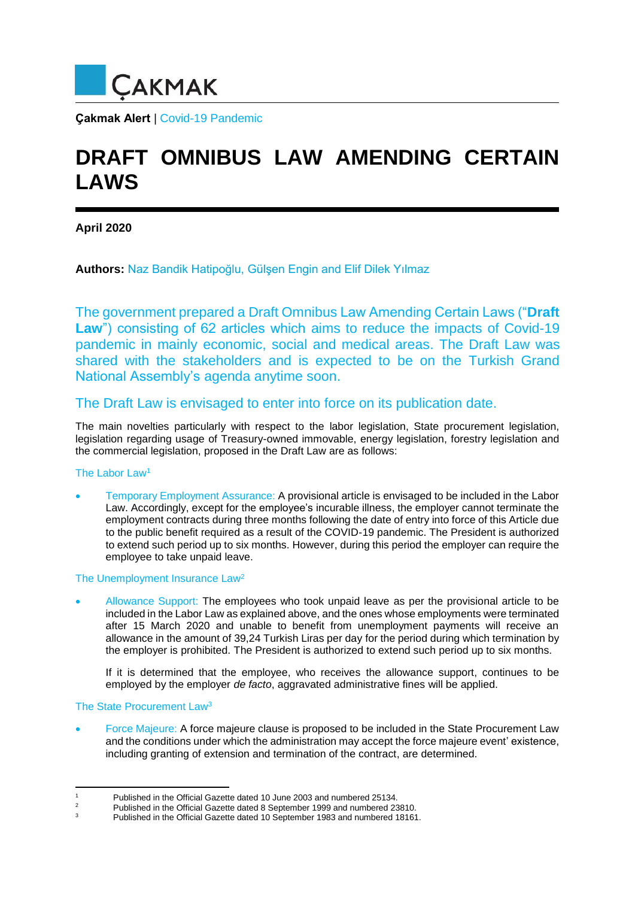ÇAKMAK

**Çakmak Alert** | Covid-19 Pandemic

# DRAFT OMNIBUS LAW AMENDING CERTAIN LAWS

**April 2020**

**Authors:** Naz Bandik Hatipoğlu, Gülşen Engin and Elif Dilek Yılmaz

The government prepared a Draft Omnibus Law Amending Certain Laws ("**Draft Law**") consisting of 62 articles which aims to reduce the impacts of Covid-19 pandemic in mainly economic, social and medical areas. The Draft Law was shared with the stakeholders and is expected to be on the Turkish Grand National Assembly's agenda anytime soon.

The Draft Law is envisaged to enter into force on its publication date.

The main novelties particularly with respect to the labor legislation, State procurement legislation, legislation regarding usage of Treasury-owned immovable, energy legislation, forestry legislation and the commercial legislation, proposed in the Draft Law are as follows:

### The Labor Law[1]

- Temporary Employment Assurance: A provisional article is envisaged to be included in the Labor Law. Accordingly, except for the employee's incurable illness, the employer cannot terminate the employment contracts during three months following the date of entry into force of this Article due to the public benefit required as a result of the COVID-19 pandemic. The President is authorized to extend such period up to six months. However, during this period the employer can require the employee to take unpaid leave.

### The Unemployment Insurance Law[2]

- Allowance Support: The employees who took unpaid leave as per the provisional article to be included in the Labor Law as explained above, and the ones whose employments were terminated after 15 March 2020 and unable to benefit from unemployment payments will receive an allowance in the amount of 39,24 Turkish Liras per day for the period during which termination by the employer is prohibited. The President is authorized to extend such period up to six months.

  If it is determined that the employee, who receives the allowance support, continues to be employed by the employer *de facto*, aggravated administrative fines will be applied.

### The State Procurement Law[3]

- Force Majeure: A force majeure clause is proposed to be included in the State Procurement Law and the conditions under which the administration may accept the force majeure event' existence, including granting of extension and termination of the contract, are determined.

---

[1] Published in the Official Gazette dated 10 June 2003 and numbered 25134.

[2] Published in the Official Gazette dated 8 September 1999 and numbered 23810.

[3] Published in the Official Gazette dated 10 September 1983 and numbered 18161.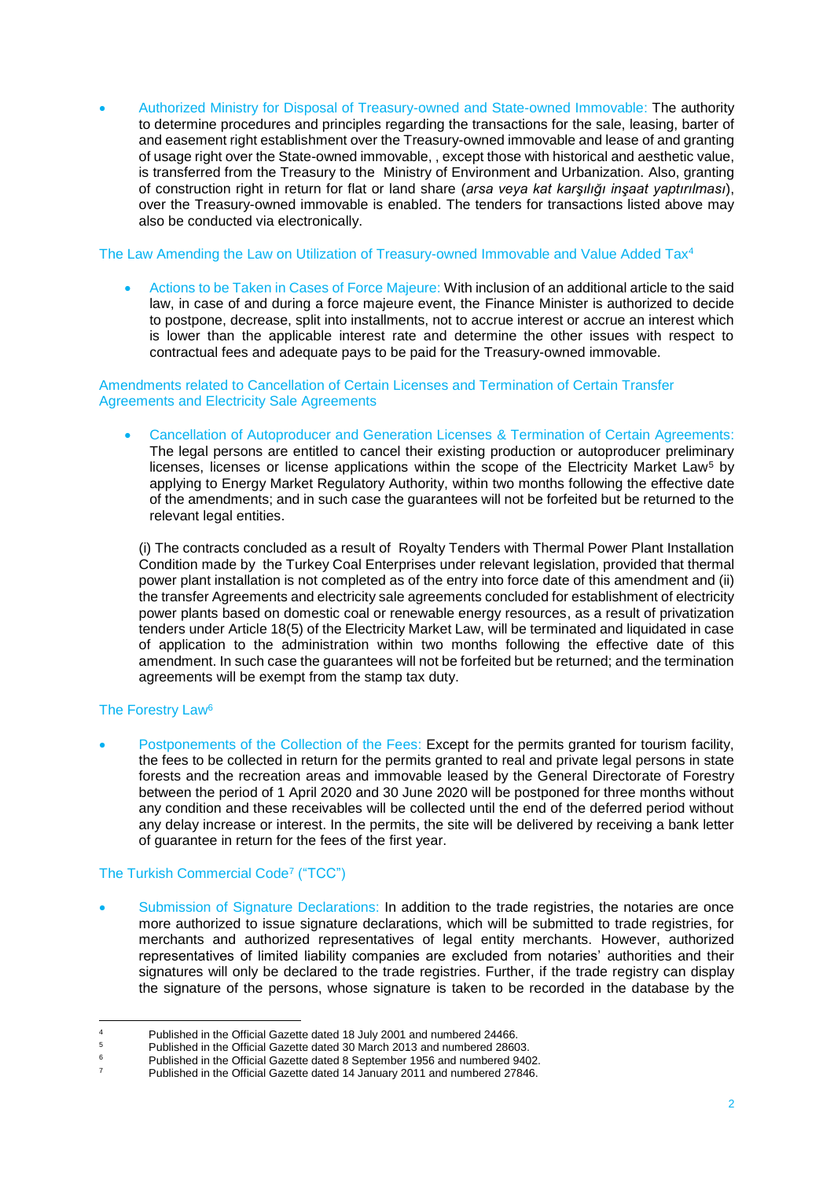- Authorized Ministry for Disposal of Treasury-owned and State-owned Immovable: The authority to determine procedures and principles regarding the transactions for the sale, leasing, barter of and easement right establishment over the Treasury-owned immovable and lease of and granting of usage right over the State-owned immovable, , except those with historical and aesthetic value, is transferred from the Treasury to the Ministry of Environment and Urbanization. Also, granting of construction right in return for flat or land share (*arsa veya kat karşılığı inşaat yaptırılması*), over the Treasury-owned immovable is enabled. The tenders for transactions listed above may also be conducted via electronically.

### The Law Amending the Law on Utilization of Treasury-owned Immovable and Value Added Tax[4]

- Actions to be Taken in Cases of Force Majeure: With inclusion of an additional article to the said law, in case of and during a force majeure event, the Finance Minister is authorized to decide to postpone, decrease, split into installments, not to accrue interest or accrue an interest which is lower than the applicable interest rate and determine the other issues with respect to contractual fees and adequate pays to be paid for the Treasury-owned immovable.

### Amendments related to Cancellation of Certain Licenses and Termination of Certain Transfer Agreements and Electricity Sale Agreements

- Cancellation of Autoproducer and Generation Licenses & Termination of Certain Agreements: The legal persons are entitled to cancel their existing production or autoproducer preliminary licenses, licenses or license applications within the scope of the Electricity Market Law[5] by applying to Energy Market Regulatory Authority, within two months following the effective date of the amendments; and in such case the guarantees will not be forfeited but be returned to the relevant legal entities.

  (i) The contracts concluded as a result of Royalty Tenders with Thermal Power Plant Installation Condition made by the Turkey Coal Enterprises under relevant legislation, provided that thermal power plant installation is not completed as of the entry into force date of this amendment and (ii) the transfer Agreements and electricity sale agreements concluded for establishment of electricity power plants based on domestic coal or renewable energy resources, as a result of privatization tenders under Article 18(5) of the Electricity Market Law, will be terminated and liquidated in case of application to the administration within two months following the effective date of this amendment. In such case the guarantees will not be forfeited but be returned; and the termination agreements will be exempt from the stamp tax duty.

### The Forestry Law[6]

- Postponements of the Collection of the Fees: Except for the permits granted for tourism facility, the fees to be collected in return for the permits granted to real and private legal persons in state forests and the recreation areas and immovable leased by the General Directorate of Forestry between the period of 1 April 2020 and 30 June 2020 will be postponed for three months without any condition and these receivables will be collected until the end of the deferred period without any delay increase or interest. In the permits, the site will be delivered by receiving a bank letter of guarantee in return for the fees of the first year.

### The Turkish Commercial Code[7] ("TCC")

- Submission of Signature Declarations: In addition to the trade registries, the notaries are once more authorized to issue signature declarations, which will be submitted to trade registries, for merchants and authorized representatives of legal entity merchants. However, authorized representatives of limited liability companies are excluded from notaries' authorities and their signatures will only be declared to the trade registries. Further, if the trade registry can display the signature of the persons, whose signature is taken to be recorded in the database by the

---

[4] Published in the Official Gazette dated 18 July 2001 and numbered 24466.
[5] Published in the Official Gazette dated 30 March 2013 and numbered 28603.
[6] Published in the Official Gazette dated 8 September 1956 and numbered 9402.
[7] Published in the Official Gazette dated 14 January 2011 and numbered 27846.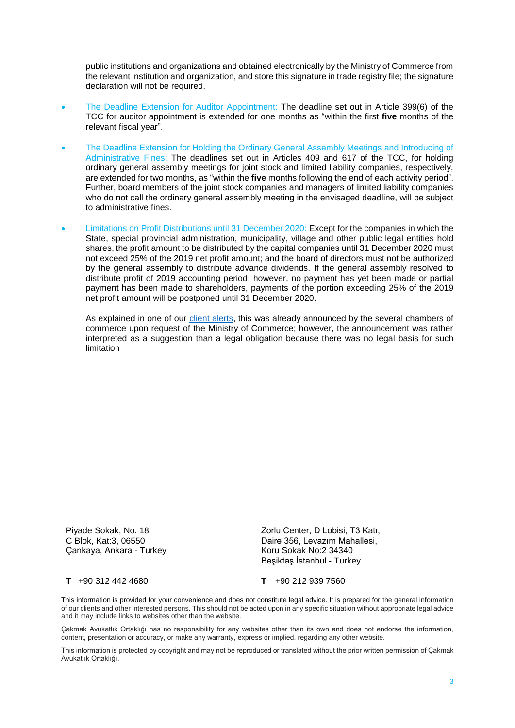public institutions and organizations and obtained electronically by the Ministry of Commerce from the relevant institution and organization, and store this signature in trade registry file; the signature declaration will not be required.

- The Deadline Extension for Auditor Appointment: The deadline set out in Article 399(6) of the TCC for auditor appointment is extended for one months as "within the first **five** months of the relevant fiscal year".

- The Deadline Extension for Holding the Ordinary General Assembly Meetings and Introducing of Administrative Fines: The deadlines set out in Articles 409 and 617 of the TCC, for holding ordinary general assembly meetings for joint stock and limited liability companies, respectively, are extended for two months, as "within the **five** months following the end of each activity period". Further, board members of the joint stock companies and managers of limited liability companies who do not call the ordinary general assembly meeting in the envisaged deadline, will be subject to administrative fines.

- Limitations on Profit Distributions until 31 December 2020: Except for the companies in which the State, special provincial administration, municipality, village and other public legal entities hold shares, the profit amount to be distributed by the capital companies until 31 December 2020 must not exceed 25% of the 2019 net profit amount; and the board of directors must not be authorized by the general assembly to distribute advance dividends. If the general assembly resolved to distribute profit of 2019 accounting period; however, no payment has yet been made or partial payment has been made to shareholders, payments of the portion exceeding 25% of the 2019 net profit amount will be postponed until 31 December 2020.

  As explained in one of our client alerts, this was already announced by the several chambers of commerce upon request of the Ministry of Commerce; however, the announcement was rather interpreted as a suggestion than a legal obligation because there was no legal basis for such limitation

Piyade Sokak, No. 18
C Blok, Kat:3, 06550
Çankaya, Ankara - Turkey

**T** +90 312 442 4680

Zorlu Center, D Lobisi, T3 Katı,
Daire 356, Levazım Mahallesi,
Koru Sokak No:2 34340
Beşiktaş İstanbul - Turkey

**T** +90 212 939 7560

This information is provided for your convenience and does not constitute legal advice. It is prepared for the general information of our clients and other interested persons. This should not be acted upon in any specific situation without appropriate legal advice and it may include links to websites other than the website.

Çakmak Avukatlık Ortaklığı has no responsibility for any websites other than its own and does not endorse the information, content, presentation or accuracy, or make any warranty, express or implied, regarding any other website.

This information is protected by copyright and may not be reproduced or translated without the prior written permission of Çakmak Avukatlık Ortaklığı.